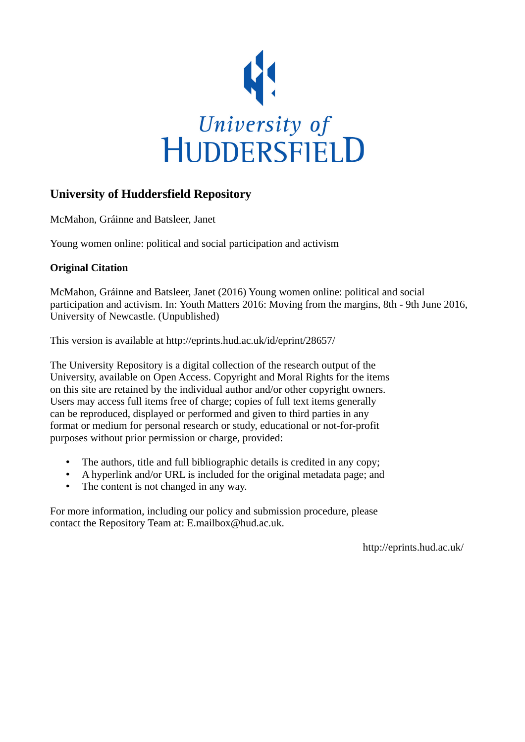University of HUDDERSFIELD

## University of Huddersfield Repository

McMahon, Gráinne and Batsleer, Janet

Young women online: political and social participation and activism

### Original Citation

McMahon, Gráinne and Batsleer, Janet (2016) Young women online: political and social participation and activism. In: Youth Matters 2016: Moving from the margins, 8th - 9th June 2016, University of Newcastle. (Unpublished)

This version is available at http://eprints.hud.ac.uk/id/eprint/28657/

The University Repository is a digital collection of the research output of the University, available on Open Access. Copyright and Moral Rights for the items on this site are retained by the individual author and/or other copyright owners. Users may access full items free of charge; copies of full text items generally can be reproduced, displayed or performed and given to third parties in any format or medium for personal research or study, educational or not-for-profit purposes without prior permission or charge, provided:

- The authors, title and full bibliographic details is credited in any copy;
- A hyperlink and/or URL is included for the original metadata page; and
- The content is not changed in any way.

For more information, including our policy and submission procedure, please contact the Repository Team at: E.mailbox@hud.ac.uk.

http://eprints.hud.ac.uk/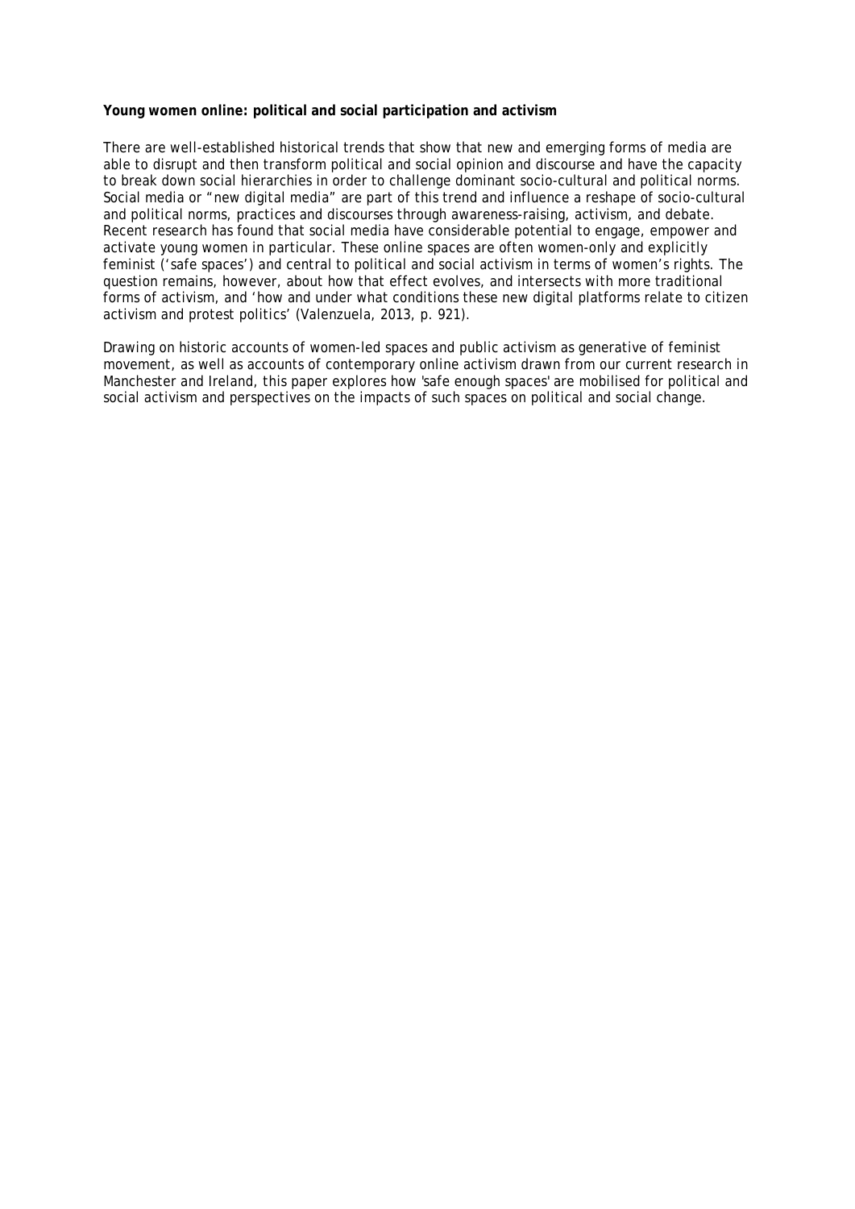**Young women online: political and social participation and activism**

There are well-established historical trends that show that new and emerging forms of media are able to disrupt and then transform political and social opinion and discourse and have the capacity to break down social hierarchies in order to challenge dominant socio-cultural and political norms. Social media or "new digital media" are part of this trend and influence a reshape of socio-cultural and political norms, practices and discourses through awareness-raising, activism, and debate. Recent research has found that social media have considerable potential to engage, empower and activate young women in particular. These online spaces are often women-only and explicitly feminist ('safe spaces') and central to political and social activism in terms of women's rights. The question remains, however, about how that effect evolves, and intersects with more traditional forms of activism, and 'how and under what conditions these new digital platforms relate to citizen activism and protest politics' (Valenzuela, 2013, p. 921).

Drawing on historic accounts of women-led spaces and public activism as generative of feminist movement, as well as accounts of contemporary online activism drawn from our current research in Manchester and Ireland, this paper explores how 'safe enough spaces' are mobilised for political and social activism and perspectives on the impacts of such spaces on political and social change.